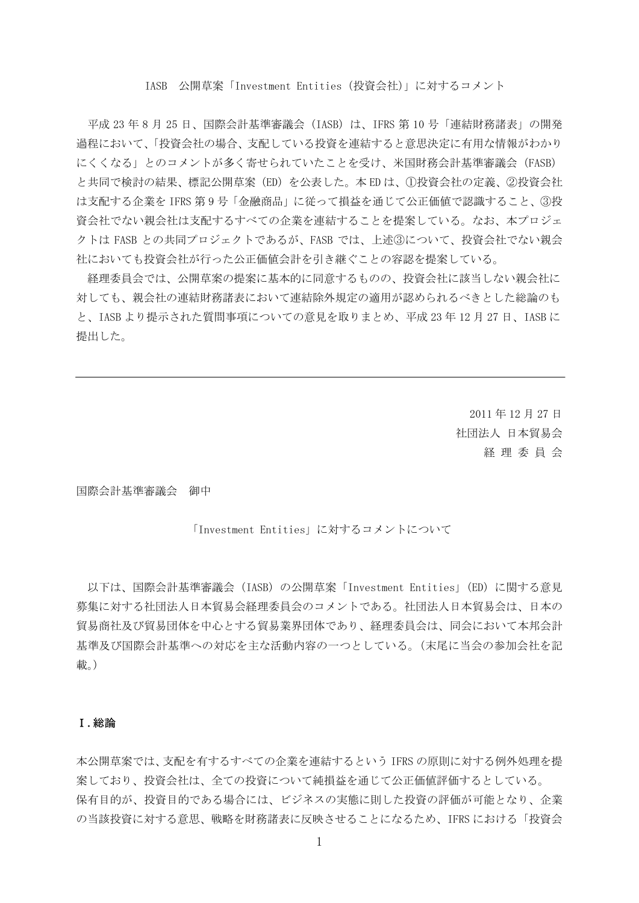IASB　公開草案「Investment Entities（投資会社）」に対するコメント

平成 23 年 8 月 25 日、国際会計基準審議会（IASB）は、IFRS 第 10 号「連結財務諸表」の開発過程において、「投資会社の場合、支配している投資を連結すると意思決定に有用な情報がわかりにくくなる」とのコメントが多く寄せられていたことを受け、米国財務会計基準審議会（FASB）と共同で検討の結果、標記公開草案（ED）を公表した。本 ED は、①投資会社の定義、②投資会社は支配する企業を IFRS 第 9 号「金融商品」に従って損益を通じて公正価値で認識すること、③投資会社でない親会社は支配するすべての企業を連結することを提案している。なお、本プロジェクトは FASB との共同プロジェクトであるが、FASB では、上述③について、投資会社でない親会社においても投資会社が行った公正価値会計を引き継ぐことの容認を提案している。

経理委員会では、公開草案の提案に基本的に同意するものの、投資会社に該当しない親会社に対しても、親会社の連結財務諸表において連結除外規定の適用が認められるべきとした総論のもと、IASB より提示された質問事項についての意見を取りまとめ、平成 23 年 12 月 27 日、IASB に提出した。

---

2011 年 12 月 27 日
社団法人 日本貿易会
経 理 委 員 会

国際会計基準審議会　御中

「Investment Entities」に対するコメントについて

以下は、国際会計基準審議会（IASB）の公開草案「Investment Entities」（ED）に関する意見募集に対する社団法人日本貿易会経理委員会のコメントである。社団法人日本貿易会は、日本の貿易商社及び貿易団体を中心とする貿易業界団体であり、経理委員会は、同会において本邦会計基準及び国際会計基準への対応を主な活動内容の一つとしている。（末尾に当会の参加会社を記載。）

**Ⅰ.総論**

本公開草案では、支配を有するすべての企業を連結するという IFRS の原則に対する例外処理を提案しており、投資会社は、全ての投資について純損益を通じて公正価値評価するとしている。
保有目的が、投資目的である場合には、ビジネスの実態に則した投資の評価が可能となり、企業の当該投資に対する意思、戦略を財務諸表に反映させることになるため、IFRS における「投資会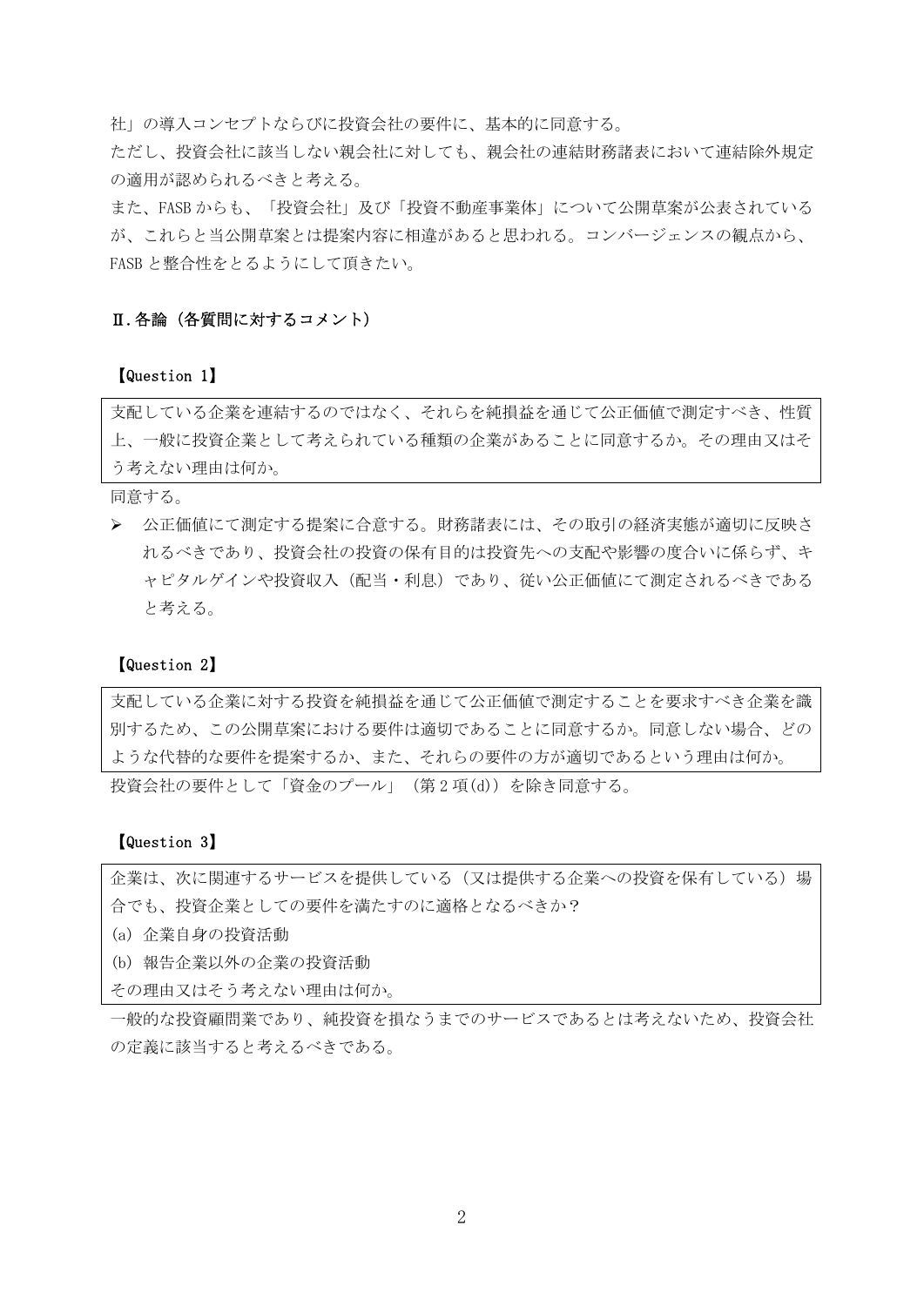社」の導入コンセプトならびに投資会社の要件に、基本的に同意する。

ただし、投資会社に該当しない親会社に対しても、親会社の連結財務諸表において連結除外規定の適用が認められるべきと考える。

また、FASB からも、「投資会社」及び「投資不動産事業体」について公開草案が公表されているが、これらと当公開草案とは提案内容に相違があると思われる。コンバージェンスの観点から、FASB と整合性をとるようにして頂きたい。

## Ⅱ.各論（各質問に対するコメント）

### 【Question 1】

> 支配している企業を連結するのではなく、それらを純損益を通じて公正価値で測定すべき、性質上、一般に投資企業として考えられている種類の企業があることに同意するか。その理由又はそう考えない理由は何か。

同意する。

- 公正価値にて測定する提案に合意する。財務諸表には、その取引の経済実態が適切に反映されるべきであり、投資会社の投資の保有目的は投資先への支配や影響の度合いに係らず、キャピタルゲインや投資収入（配当・利息）であり、従い公正価値にて測定されるべきであると考える。

### 【Question 2】

> 支配している企業に対する投資を純損益を通じて公正価値で測定することを要求すべき企業を識別するため、この公開草案における要件は適切であることに同意するか。同意しない場合、どのような代替的な要件を提案するか、また、それらの要件の方が適切であるという理由は何か。

投資会社の要件として「資金のプール」（第 2 項(d)）を除き同意する。

### 【Question 3】

> 企業は、次に関連するサービスを提供している（又は提供する企業への投資を保有している）場合でも、投資企業としての要件を満たすのに適格となるべきか？
> (a) 企業自身の投資活動
> (b) 報告企業以外の企業の投資活動
> その理由又はそう考えない理由は何か。

一般的な投資顧問業であり、純投資を損なうまでのサービスであるとは考えないため、投資会社の定義に該当すると考えるべきである。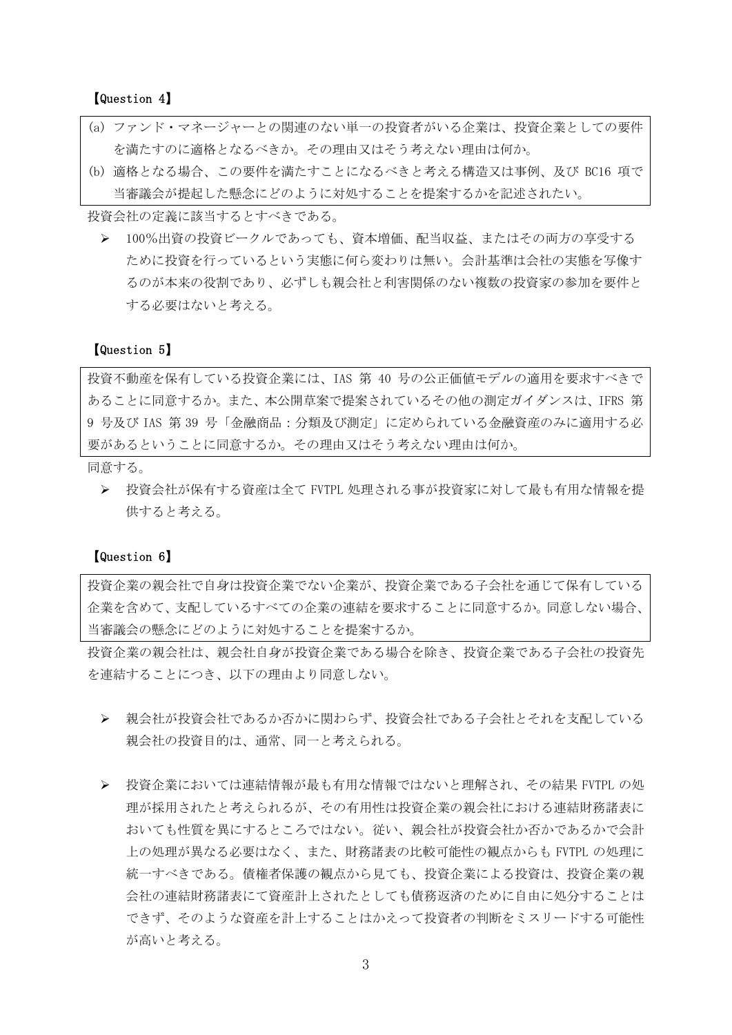【Question 4】

(a) ファンド・マネージャーとの関連のない単一の投資者がいる企業は、投資企業としての要件を満たすのに適格となるべきか。その理由又はそう考えない理由は何か。

(b) 適格となる場合、この要件を満たすことになるべきと考える構造又は事例、及び BC16 項で当審議会が提起した懸念にどのように対処することを提案するかを記述されたい。

投資会社の定義に該当するとすべきである。

- 100%出資の投資ビークルであっても、資本増価、配当収益、またはその両方の享受するために投資を行っているという実態に何ら変わりは無い。会計基準は会社の実態を写像するのが本来の役割であり、必ずしも親会社と利害関係のない複数の投資家の参加を要件とする必要はないと考える。

【Question 5】

投資不動産を保有している投資企業には、IAS 第 40 号の公正価値モデルの適用を要求すべきであることに同意するか。また、本公開草案で提案されているその他の測定ガイダンスは、IFRS 第 9 号及び IAS 第 39 号「金融商品：分類及び測定」に定められている金融資産のみに適用する必要があるということに同意するか。その理由又はそう考えない理由は何か。

同意する。

- 投資会社が保有する資産は全て FVTPL 処理される事が投資家に対して最も有用な情報を提供すると考える。

【Question 6】

投資企業の親会社で自身は投資企業でない企業が、投資企業である子会社を通じて保有している企業を含めて、支配しているすべての企業の連結を要求することに同意するか。同意しない場合、当審議会の懸念にどのように対処することを提案するか。

投資企業の親会社は、親会社自身が投資企業である場合を除き、投資企業である子会社の投資先を連結することにつき、以下の理由より同意しない。

- 親会社が投資会社であるか否かに関わらず、投資会社である子会社とそれを支配している親会社の投資目的は、通常、同一と考えられる。

- 投資企業においては連結情報が最も有用な情報ではないと理解され、その結果 FVTPL の処理が採用されたと考えられるが、その有用性は投資企業の親会社における連結財務諸表においても性質を異にするところではない。従い、親会社が投資会社か否かであるかで会計上の処理が異なる必要はなく、また、財務諸表の比較可能性の観点からも FVTPL の処理に統一すべきである。債権者保護の観点から見ても、投資企業による投資は、投資企業の親会社の連結財務諸表にて資産計上されたとしても債務返済のために自由に処分することはできず、そのような資産を計上することはかえって投資者の判断をミスリードする可能性が高いと考える。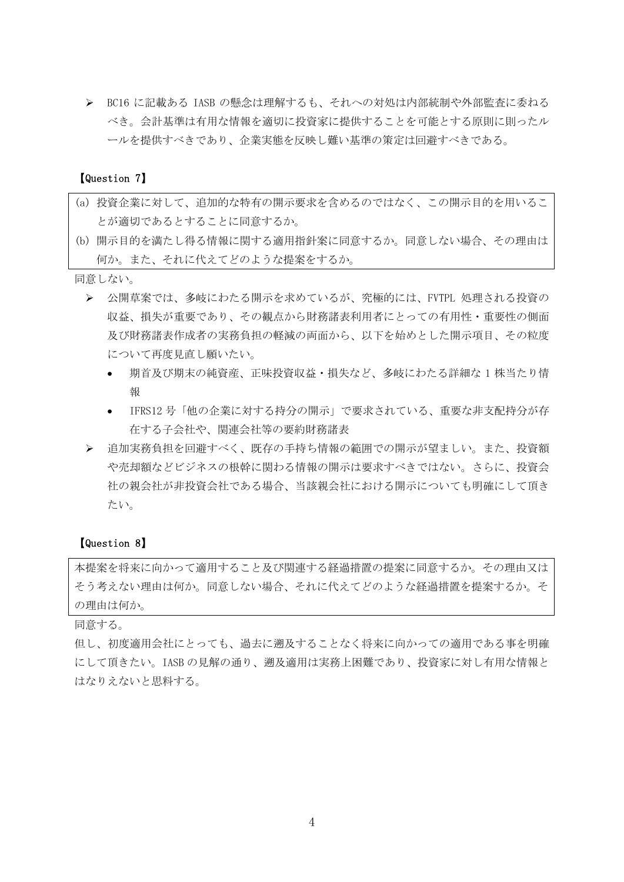- BC16 に記載ある IASB の懸念は理解するも、それへの対処は内部統制や外部監査に委ねるべき。会計基準は有用な情報を適切に投資家に提供することを可能とする原則に則ったルールを提供すべきであり、企業実態を反映し難い基準の策定は回避すべきである。

【Question 7】

(a) 投資企業に対して、追加的な特有の開示要求を含めるのではなく、この開示目的を用いることが適切であるとすることに同意するか。
(b) 開示目的を満たし得る情報に関する適用指針案に同意するか。同意しない場合、その理由は何か。また、それに代えてどのような提案をするか。

同意しない。

- 公開草案では、多岐にわたる開示を求めているが、究極的には、FVTPL 処理される投資の収益、損失が重要であり、その観点から財務諸表利用者にとっての有用性・重要性の側面及び財務諸表作成者の実務負担の軽減の両面から、以下を始めとした開示項目、その粒度について再度見直し願いたい。
  - 期首及び期末の純資産、正味投資収益・損失など、多岐にわたる詳細な 1 株当たり情報
  - IFRS12 号「他の企業に対する持分の開示」で要求されている、重要な非支配持分が存在する子会社や、関連会社等の要約財務諸表
- 追加実務負担を回避すべく、既存の手持ち情報の範囲での開示が望ましい。また、投資額や売却額などビジネスの根幹に関わる情報の開示は要求すべきではない。さらに、投資会社の親会社が非投資会社である場合、当該親会社における開示についても明確にして頂きたい。

【Question 8】

本提案を将来に向かって適用すること及び関連する経過措置の提案に同意するか。その理由又はそう考えない理由は何か。同意しない場合、それに代えてどのような経過措置を提案するか。その理由は何か。

同意する。

但し、初度適用会社にとっても、過去に遡及することなく将来に向かっての適用である事を明確にして頂きたい。IASB の見解の通り、遡及適用は実務上困難であり、投資家に対し有用な情報とはなりえないと思料する。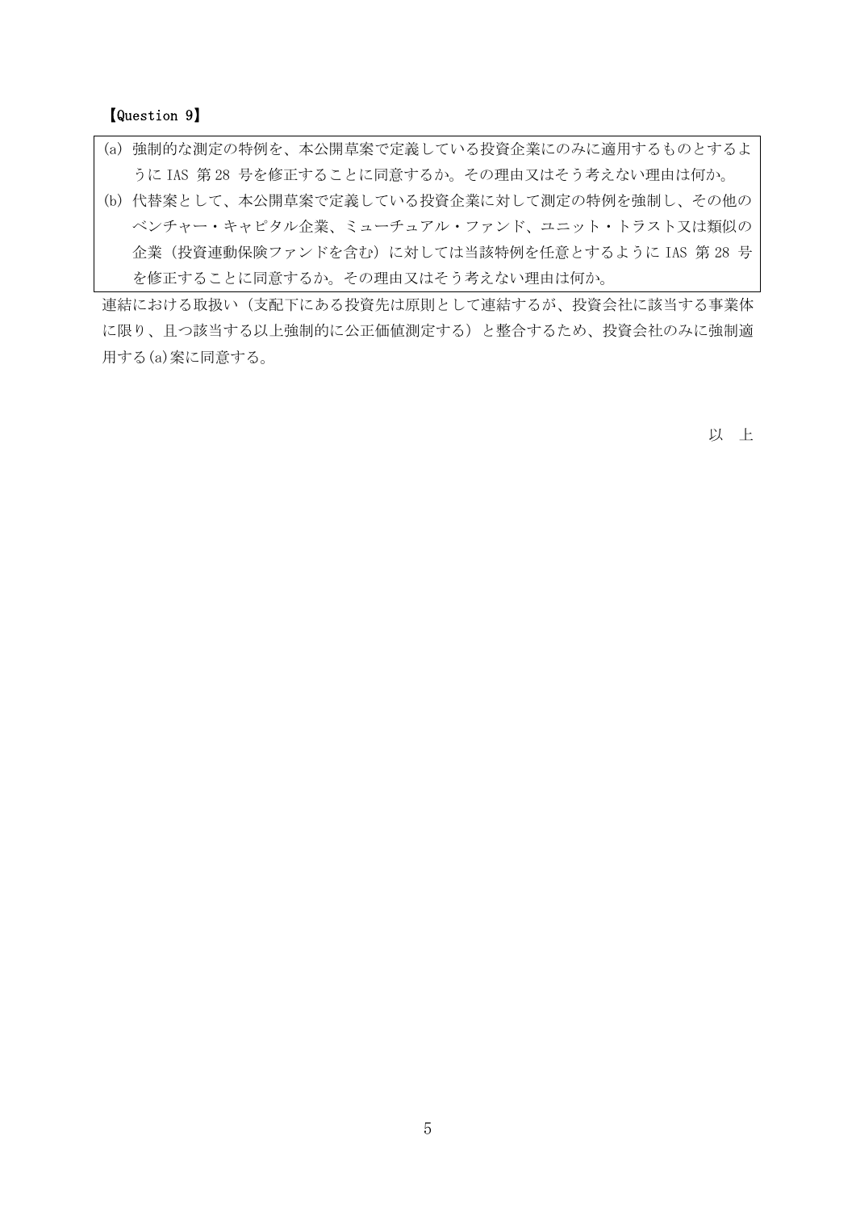【Question 9】

> (a) 強制的な測定の特例を、本公開草案で定義している投資企業にのみに適用するものとするようにIAS 第28 号を修正することに同意するか。その理由又はそう考えない理由は何か。
>
> (b) 代替案として、本公開草案で定義している投資企業に対して測定の特例を強制し、その他のベンチャー・キャピタル企業、ミューチュアル・ファンド、ユニット・トラスト又は類似の企業（投資連動保険ファンドを含む）に対しては当該特例を任意とするようにIAS 第28 号を修正することに同意するか。その理由又はそう考えない理由は何か。

連結における取扱い（支配下にある投資先は原則として連結するが、投資会社に該当する事業体に限り、且つ該当する以上強制的に公正価値測定する）と整合するため、投資会社のみに強制適用する(a)案に同意する。

以　上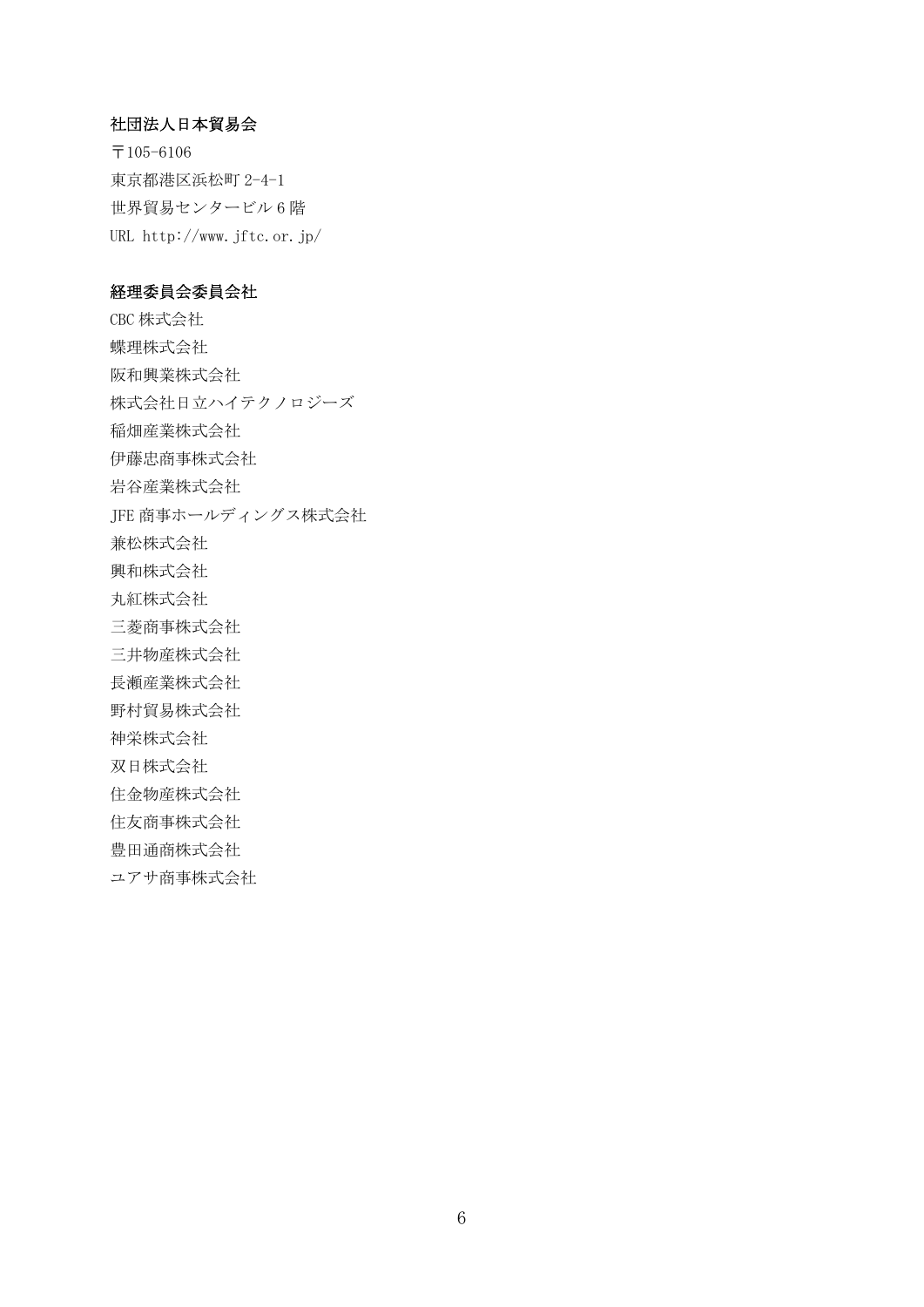**社団法人日本貿易会**

〒105-6106
東京都港区浜松町 2-4-1
世界貿易センタービル 6 階
URL http://www.jftc.or.jp/

**経理委員会委員会社**

CBC 株式会社
蝶理株式会社
阪和興業株式会社
株式会社日立ハイテクノロジーズ
稲畑産業株式会社
伊藤忠商事株式会社
岩谷産業株式会社
JFE 商事ホールディングス株式会社
兼松株式会社
興和株式会社
丸紅株式会社
三菱商事株式会社
三井物産株式会社
長瀬産業株式会社
野村貿易株式会社
神栄株式会社
双日株式会社
住金物産株式会社
住友商事株式会社
豊田通商株式会社
ユアサ商事株式会社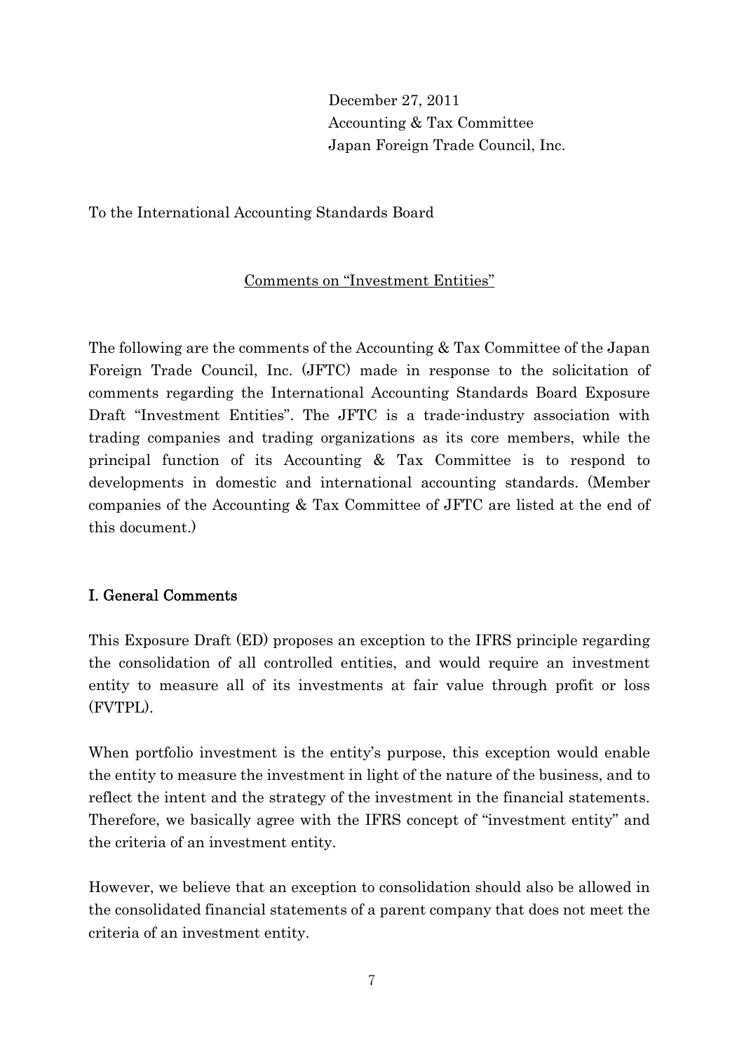December 27, 2011
Accounting & Tax Committee
Japan Foreign Trade Council, Inc.

To the International Accounting Standards Board

Comments on "Investment Entities"

The following are the comments of the Accounting & Tax Committee of the Japan Foreign Trade Council, Inc. (JFTC) made in response to the solicitation of comments regarding the International Accounting Standards Board Exposure Draft "Investment Entities". The JFTC is a trade-industry association with trading companies and trading organizations as its core members, while the principal function of its Accounting & Tax Committee is to respond to developments in domestic and international accounting standards. (Member companies of the Accounting & Tax Committee of JFTC are listed at the end of this document.)

## I. General Comments

This Exposure Draft (ED) proposes an exception to the IFRS principle regarding the consolidation of all controlled entities, and would require an investment entity to measure all of its investments at fair value through profit or loss (FVTPL).

When portfolio investment is the entity's purpose, this exception would enable the entity to measure the investment in light of the nature of the business, and to reflect the intent and the strategy of the investment in the financial statements. Therefore, we basically agree with the IFRS concept of "investment entity" and the criteria of an investment entity.

However, we believe that an exception to consolidation should also be allowed in the consolidated financial statements of a parent company that does not meet the criteria of an investment entity.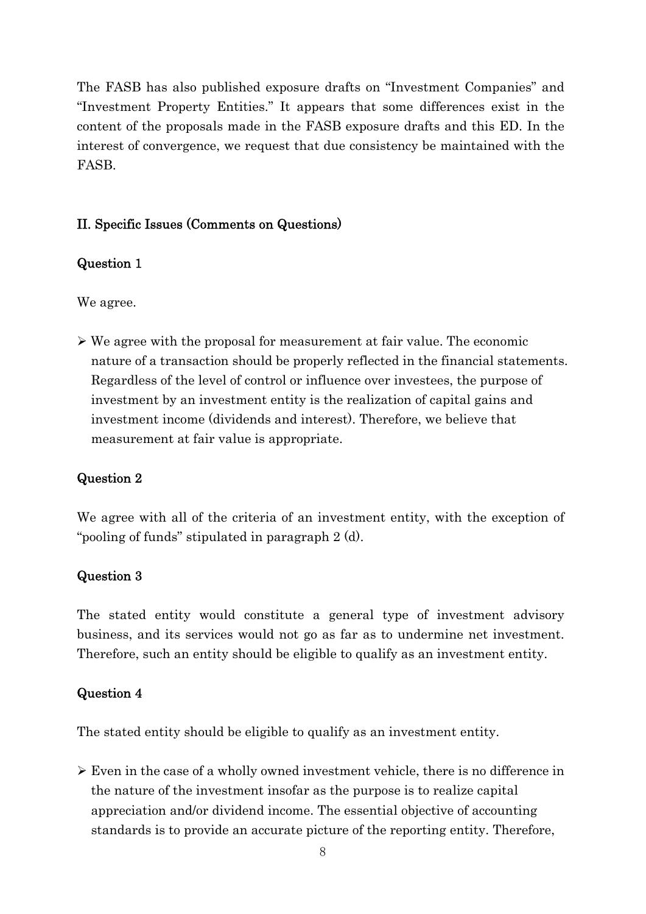The FASB has also published exposure drafts on "Investment Companies" and "Investment Property Entities." It appears that some differences exist in the content of the proposals made in the FASB exposure drafts and this ED. In the interest of convergence, we request that due consistency be maintained with the FASB.

## II. Specific Issues (Comments on Questions)

### Question 1

We agree.

- We agree with the proposal for measurement at fair value. The economic nature of a transaction should be properly reflected in the financial statements. Regardless of the level of control or influence over investees, the purpose of investment by an investment entity is the realization of capital gains and investment income (dividends and interest). Therefore, we believe that measurement at fair value is appropriate.

### Question 2

We agree with all of the criteria of an investment entity, with the exception of "pooling of funds" stipulated in paragraph 2 (d).

### Question 3

The stated entity would constitute a general type of investment advisory business, and its services would not go as far as to undermine net investment. Therefore, such an entity should be eligible to qualify as an investment entity.

### Question 4

The stated entity should be eligible to qualify as an investment entity.

- Even in the case of a wholly owned investment vehicle, there is no difference in the nature of the investment insofar as the purpose is to realize capital appreciation and/or dividend income. The essential objective of accounting standards is to provide an accurate picture of the reporting entity. Therefore,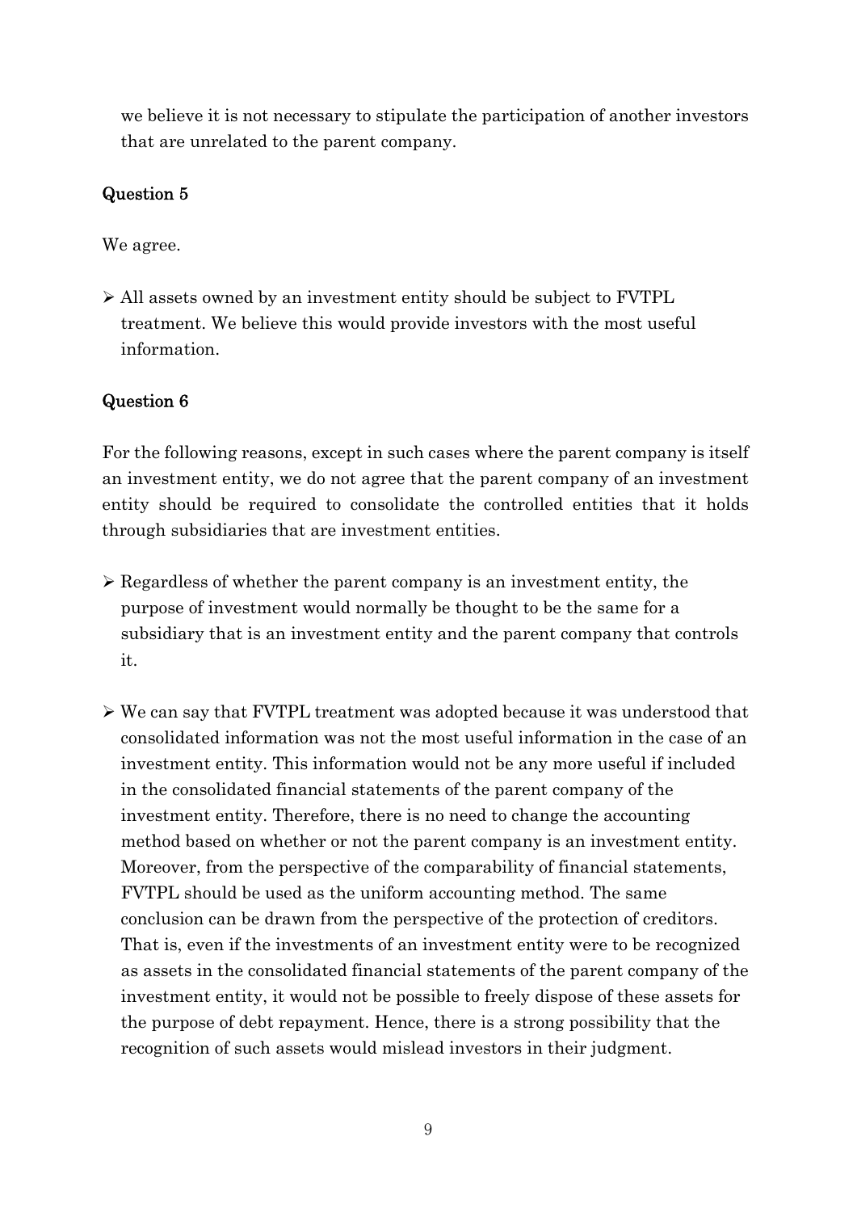we believe it is not necessary to stipulate the participation of another investors that are unrelated to the parent company.

## Question 5

We agree.

- All assets owned by an investment entity should be subject to FVTPL treatment. We believe this would provide investors with the most useful information.

## Question 6

For the following reasons, except in such cases where the parent company is itself an investment entity, we do not agree that the parent company of an investment entity should be required to consolidate the controlled entities that it holds through subsidiaries that are investment entities.

- Regardless of whether the parent company is an investment entity, the purpose of investment would normally be thought to be the same for a subsidiary that is an investment entity and the parent company that controls it.

- We can say that FVTPL treatment was adopted because it was understood that consolidated information was not the most useful information in the case of an investment entity. This information would not be any more useful if included in the consolidated financial statements of the parent company of the investment entity. Therefore, there is no need to change the accounting method based on whether or not the parent company is an investment entity. Moreover, from the perspective of the comparability of financial statements, FVTPL should be used as the uniform accounting method. The same conclusion can be drawn from the perspective of the protection of creditors. That is, even if the investments of an investment entity were to be recognized as assets in the consolidated financial statements of the parent company of the investment entity, it would not be possible to freely dispose of these assets for the purpose of debt repayment. Hence, there is a strong possibility that the recognition of such assets would mislead investors in their judgment.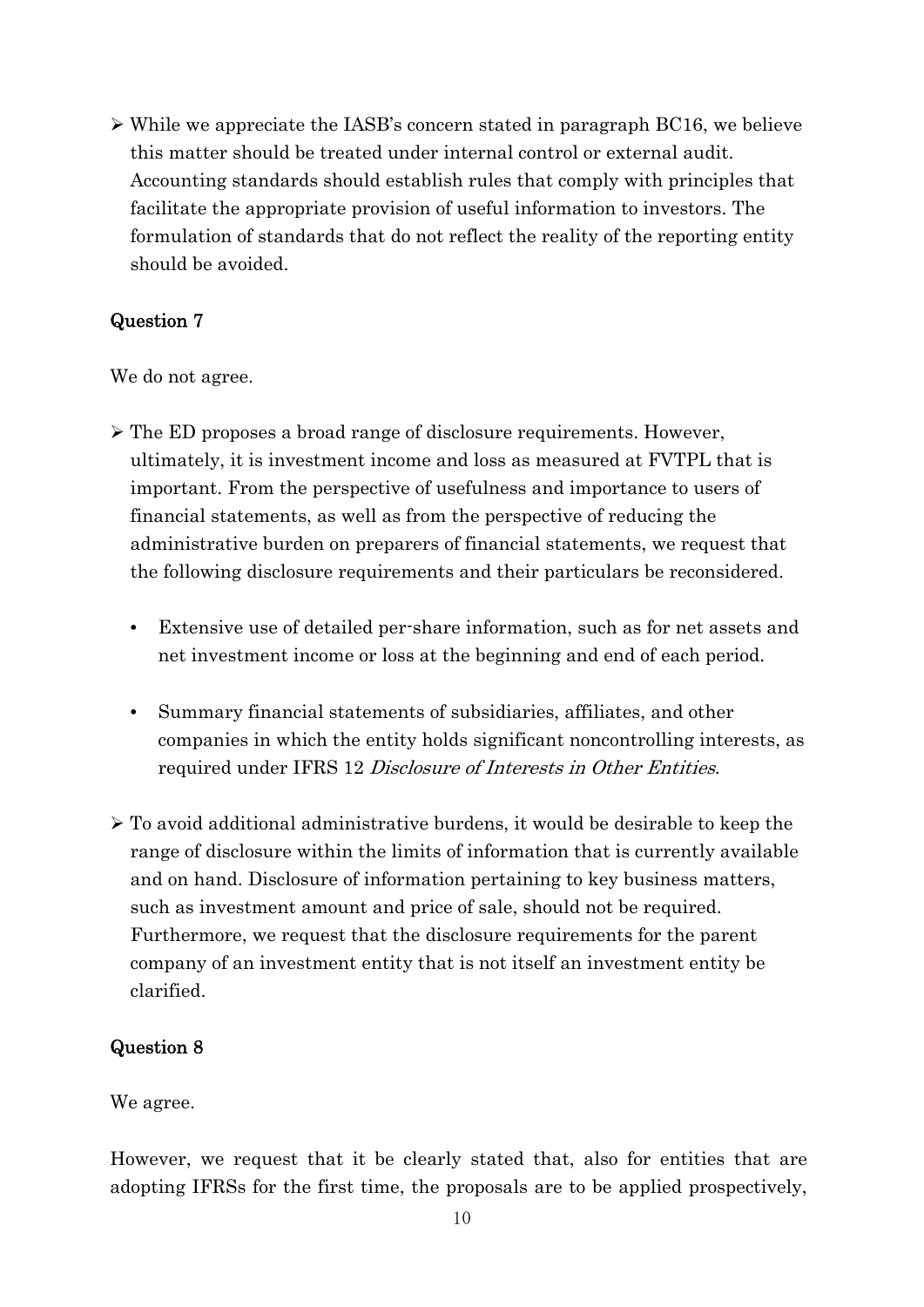- While we appreciate the IASB's concern stated in paragraph BC16, we believe this matter should be treated under internal control or external audit. Accounting standards should establish rules that comply with principles that facilitate the appropriate provision of useful information to investors. The formulation of standards that do not reflect the reality of the reporting entity should be avoided.

## Question 7

We do not agree.

- The ED proposes a broad range of disclosure requirements. However, ultimately, it is investment income and loss as measured at FVTPL that is important. From the perspective of usefulness and importance to users of financial statements, as well as from the perspective of reducing the administrative burden on preparers of financial statements, we request that the following disclosure requirements and their particulars be reconsidered.

    - Extensive use of detailed per-share information, such as for net assets and net investment income or loss at the beginning and end of each period.

    - Summary financial statements of subsidiaries, affiliates, and other companies in which the entity holds significant noncontrolling interests, as required under IFRS 12 *Disclosure of Interests in Other Entities*.

- To avoid additional administrative burdens, it would be desirable to keep the range of disclosure within the limits of information that is currently available and on hand. Disclosure of information pertaining to key business matters, such as investment amount and price of sale, should not be required. Furthermore, we request that the disclosure requirements for the parent company of an investment entity that is not itself an investment entity be clarified.

## Question 8

We agree.

However, we request that it be clearly stated that, also for entities that are adopting IFRSs for the first time, the proposals are to be applied prospectively,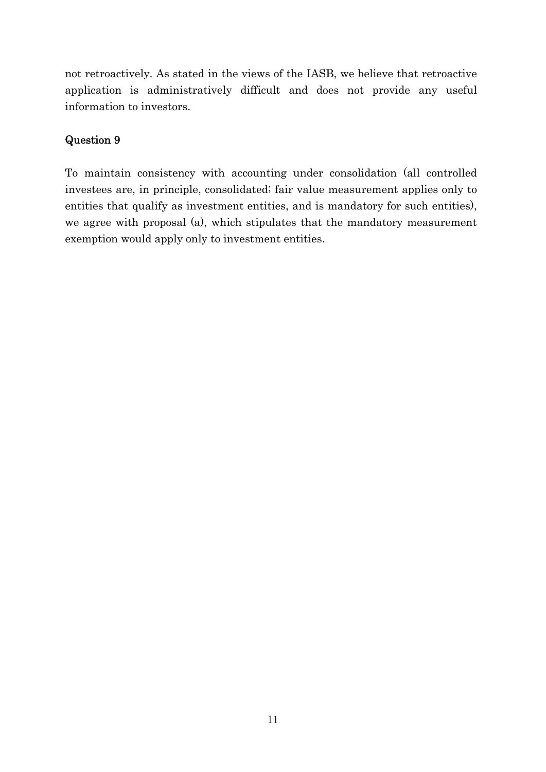not retroactively. As stated in the views of the IASB, we believe that retroactive application is administratively difficult and does not provide any useful information to investors.

### Question 9

To maintain consistency with accounting under consolidation (all controlled investees are, in principle, consolidated; fair value measurement applies only to entities that qualify as investment entities, and is mandatory for such entities), we agree with proposal (a), which stipulates that the mandatory measurement exemption would apply only to investment entities.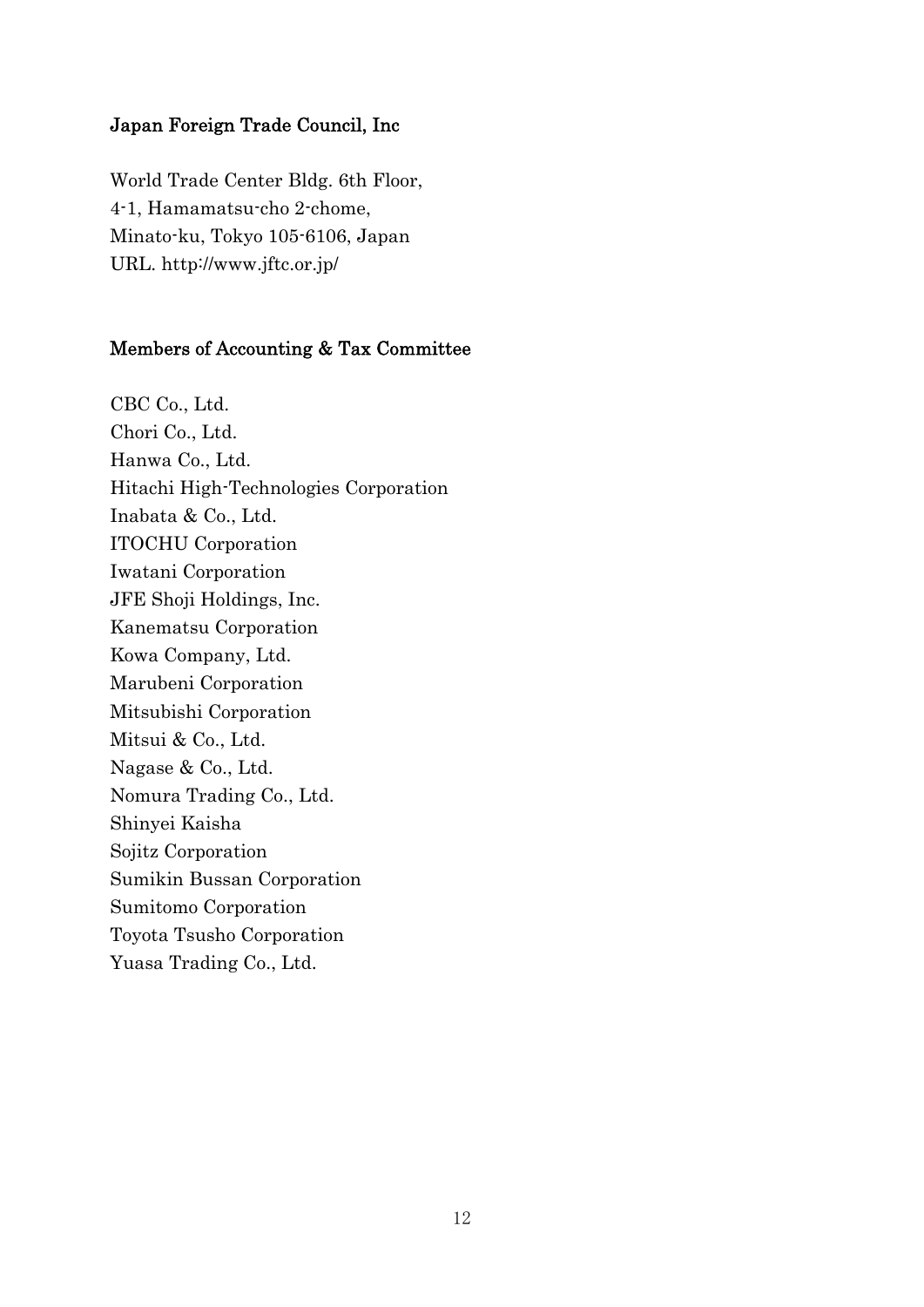## Japan Foreign Trade Council, Inc

World Trade Center Bldg. 6th Floor,
4-1, Hamamatsu-cho 2-chome,
Minato-ku, Tokyo 105-6106, Japan
URL. http://www.jftc.or.jp/

## Members of Accounting & Tax Committee

CBC Co., Ltd.
Chori Co., Ltd.
Hanwa Co., Ltd.
Hitachi High-Technologies Corporation
Inabata & Co., Ltd.
ITOCHU Corporation
Iwatani Corporation
JFE Shoji Holdings, Inc.
Kanematsu Corporation
Kowa Company, Ltd.
Marubeni Corporation
Mitsubishi Corporation
Mitsui & Co., Ltd.
Nagase & Co., Ltd.
Nomura Trading Co., Ltd.
Shinyei Kaisha
Sojitz Corporation
Sumikin Bussan Corporation
Sumitomo Corporation
Toyota Tsusho Corporation
Yuasa Trading Co., Ltd.